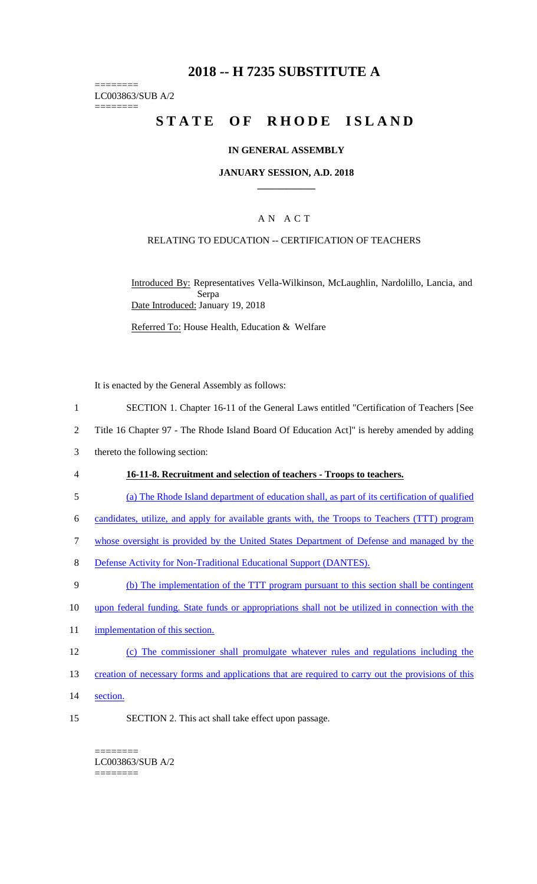# 2018 -- H 7235 SUBSTITUTE A

========
LC003863/SUB A/2
========

# STATE OF RHODE ISLAND

## IN GENERAL ASSEMBLY

### JANUARY SESSION, A.D. 2018

## A N A C T

### RELATING TO EDUCATION -- CERTIFICATION OF TEACHERS

Introduced By: Representatives Vella-Wilkinson, McLaughlin, Nardolillo, Lancia, and Serpa

Date Introduced: January 19, 2018

Referred To: House Health, Education & Welfare

It is enacted by the General Assembly as follows:

1 SECTION 1. Chapter 16-11 of the General Laws entitled "Certification of Teachers [See
2 Title 16 Chapter 97 - The Rhode Island Board Of Education Act]" is hereby amended by adding
3 thereto the following section:

4 **16-11-8. Recruitment and selection of teachers - Troops to teachers.**

5 (a) The Rhode Island department of education shall, as part of its certification of qualified
6 candidates, utilize, and apply for available grants with, the Troops to Teachers (TTT) program
7 whose oversight is provided by the United States Department of Defense and managed by the
8 Defense Activity for Non-Traditional Educational Support (DANTES).

9 (b) The implementation of the TTT program pursuant to this section shall be contingent
10 upon federal funding. State funds or appropriations shall not be utilized in connection with the
11 implementation of this section.

12 (c) The commissioner shall promulgate whatever rules and regulations including the
13 creation of necessary forms and applications that are required to carry out the provisions of this
14 section.

15 SECTION 2. This act shall take effect upon passage.

========
LC003863/SUB A/2
========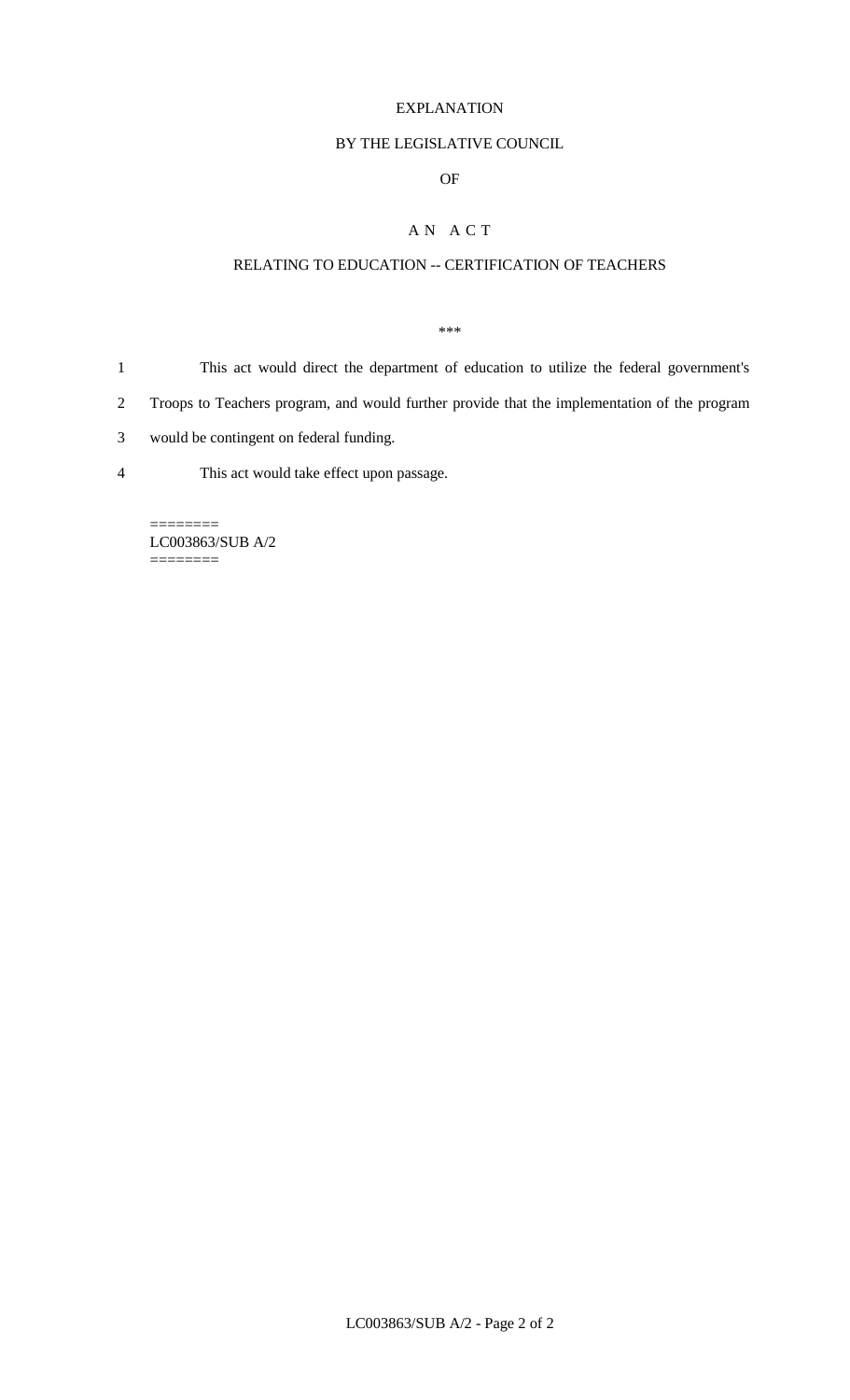EXPLANATION

BY THE LEGISLATIVE COUNCIL

OF

A N A C T

RELATING TO EDUCATION -- CERTIFICATION OF TEACHERS

\*\*\*

This act would direct the department of education to utilize the federal government's Troops to Teachers program, and would further provide that the implementation of the program would be contingent on federal funding.

This act would take effect upon passage.

========
LC003863/SUB A/2
========